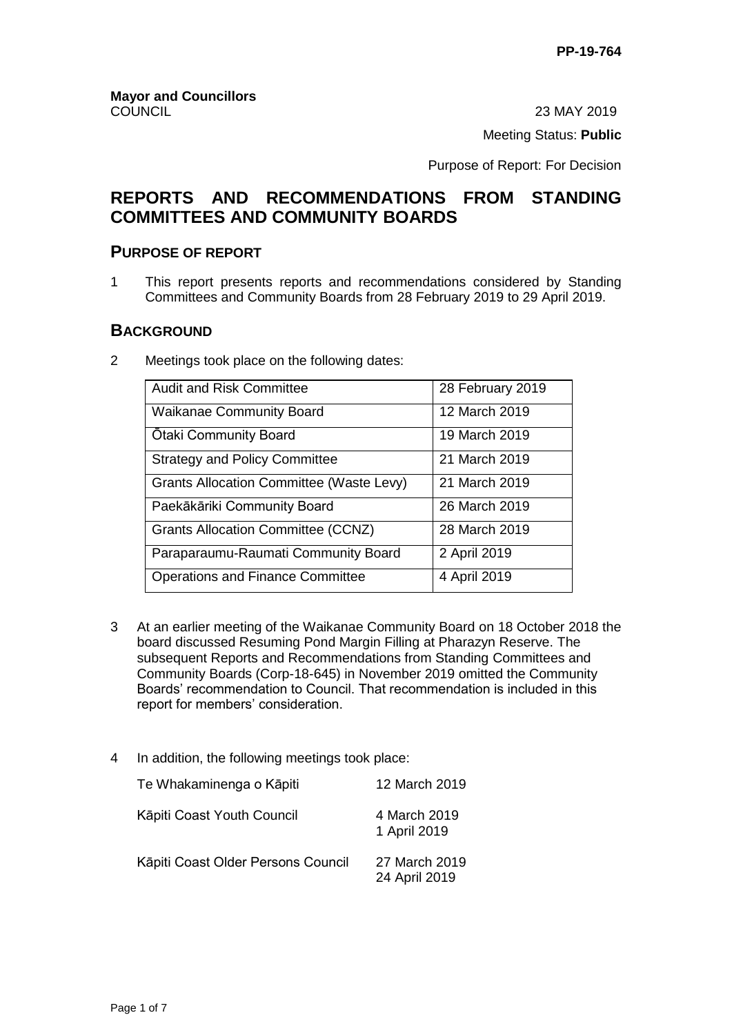PP-19-764

**Mayor and Councillors**
COUNCIL

23 MAY 2019

Meeting Status: **Public**

Purpose of Report: For Decision

# REPORTS AND RECOMMENDATIONS FROM STANDING COMMITTEES AND COMMUNITY BOARDS

## PURPOSE OF REPORT

1 This report presents reports and recommendations considered by Standing Committees and Community Boards from 28 February 2019 to 29 April 2019.

## BACKGROUND

2 Meetings took place on the following dates:

| Audit and Risk Committee | 28 February 2019 |
|---|---|
| Waikanae Community Board | 12 March 2019 |
| Ōtaki Community Board | 19 March 2019 |
| Strategy and Policy Committee | 21 March 2019 |
| Grants Allocation Committee (Waste Levy) | 21 March 2019 |
| Paekākāriki Community Board | 26 March 2019 |
| Grants Allocation Committee (CCNZ) | 28 March 2019 |
| Paraparaumu-Raumati Community Board | 2 April 2019 |
| Operations and Finance Committee | 4 April 2019 |

3 At an earlier meeting of the Waikanae Community Board on 18 October 2018 the board discussed Resuming Pond Margin Filling at Pharazyn Reserve. The subsequent Reports and Recommendations from Standing Committees and Community Boards (Corp-18-645) in November 2019 omitted the Community Boards' recommendation to Council. That recommendation is included in this report for members' consideration.

4 In addition, the following meetings took place:

| | |
|---|---|
| Te Whakaminenga o Kāpiti | 12 March 2019 |
| Kāpiti Coast Youth Council | 4 March 2019<br>1 April 2019 |
| Kāpiti Coast Older Persons Council | 27 March 2019<br>24 April 2019 |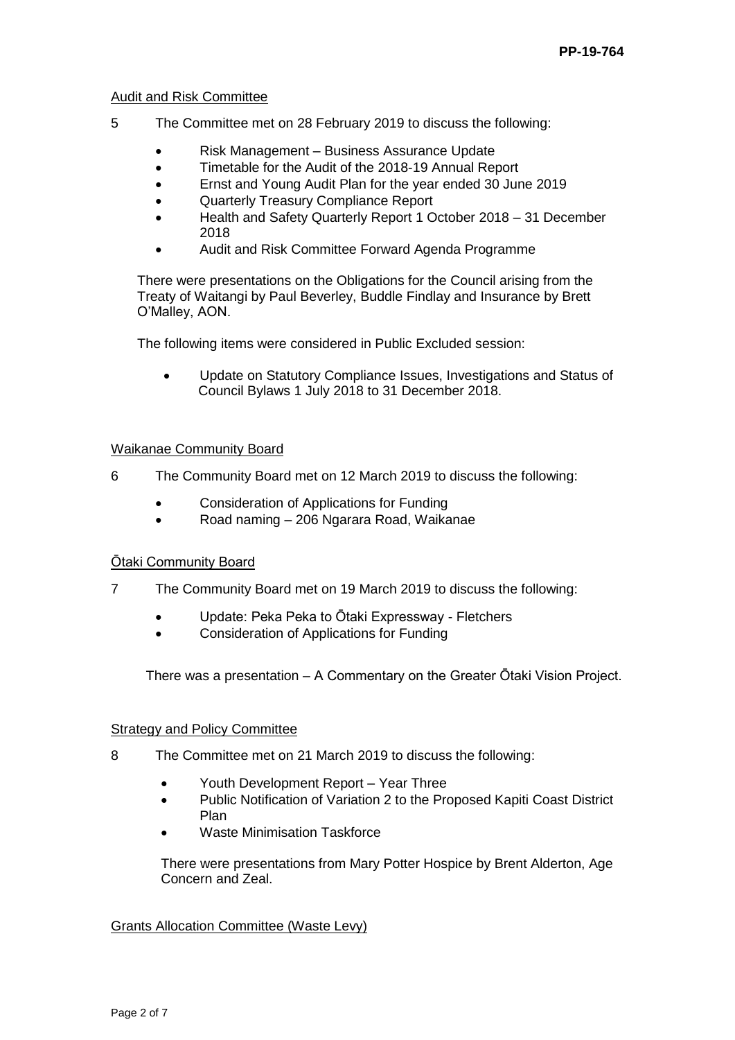Audit and Risk Committee

5 The Committee met on 28 February 2019 to discuss the following:

- Risk Management – Business Assurance Update
- Timetable for the Audit of the 2018-19 Annual Report
- Ernst and Young Audit Plan for the year ended 30 June 2019
- Quarterly Treasury Compliance Report
- Health and Safety Quarterly Report 1 October 2018 – 31 December 2018
- Audit and Risk Committee Forward Agenda Programme

There were presentations on the Obligations for the Council arising from the Treaty of Waitangi by Paul Beverley, Buddle Findlay and Insurance by Brett O'Malley, AON.

The following items were considered in Public Excluded session:

- Update on Statutory Compliance Issues, Investigations and Status of Council Bylaws 1 July 2018 to 31 December 2018.

Waikanae Community Board

6 The Community Board met on 12 March 2019 to discuss the following:

- Consideration of Applications for Funding
- Road naming – 206 Ngarara Road, Waikanae

Ōtaki Community Board

7 The Community Board met on 19 March 2019 to discuss the following:

- Update: Peka Peka to Ōtaki Expressway - Fletchers
- Consideration of Applications for Funding

There was a presentation – A Commentary on the Greater Ōtaki Vision Project.

Strategy and Policy Committee

8 The Committee met on 21 March 2019 to discuss the following:

- Youth Development Report – Year Three
- Public Notification of Variation 2 to the Proposed Kapiti Coast District Plan
- Waste Minimisation Taskforce

There were presentations from Mary Potter Hospice by Brent Alderton, Age Concern and Zeal.

Grants Allocation Committee (Waste Levy)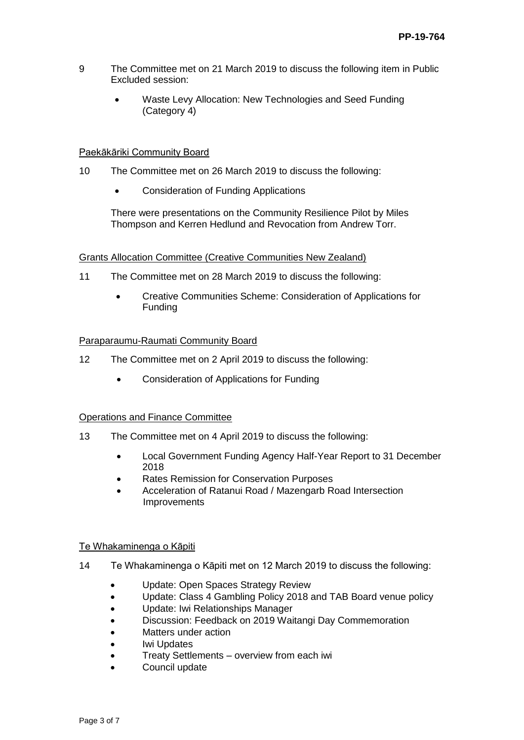9 The Committee met on 21 March 2019 to discuss the following item in Public Excluded session:

- Waste Levy Allocation: New Technologies and Seed Funding (Category 4)

<u>Paekākāriki Community Board</u>

10 The Committee met on 26 March 2019 to discuss the following:

- Consideration of Funding Applications

There were presentations on the Community Resilience Pilot by Miles Thompson and Kerren Hedlund and Revocation from Andrew Torr.

<u>Grants Allocation Committee (Creative Communities New Zealand)</u>

11 The Committee met on 28 March 2019 to discuss the following:

- Creative Communities Scheme: Consideration of Applications for Funding

<u>Paraparaumu-Raumati Community Board</u>

12 The Committee met on 2 April 2019 to discuss the following:

- Consideration of Applications for Funding

<u>Operations and Finance Committee</u>

13 The Committee met on 4 April 2019 to discuss the following:

- Local Government Funding Agency Half-Year Report to 31 December 2018
- Rates Remission for Conservation Purposes
- Acceleration of Ratanui Road / Mazengarb Road Intersection Improvements

<u>Te Whakaminenga o Kāpiti</u>

14 Te Whakaminenga o Kāpiti met on 12 March 2019 to discuss the following:

- Update: Open Spaces Strategy Review
- Update: Class 4 Gambling Policy 2018 and TAB Board venue policy
- Update: Iwi Relationships Manager
- Discussion: Feedback on 2019 Waitangi Day Commemoration
- Matters under action
- Iwi Updates
- Treaty Settlements – overview from each iwi
- Council update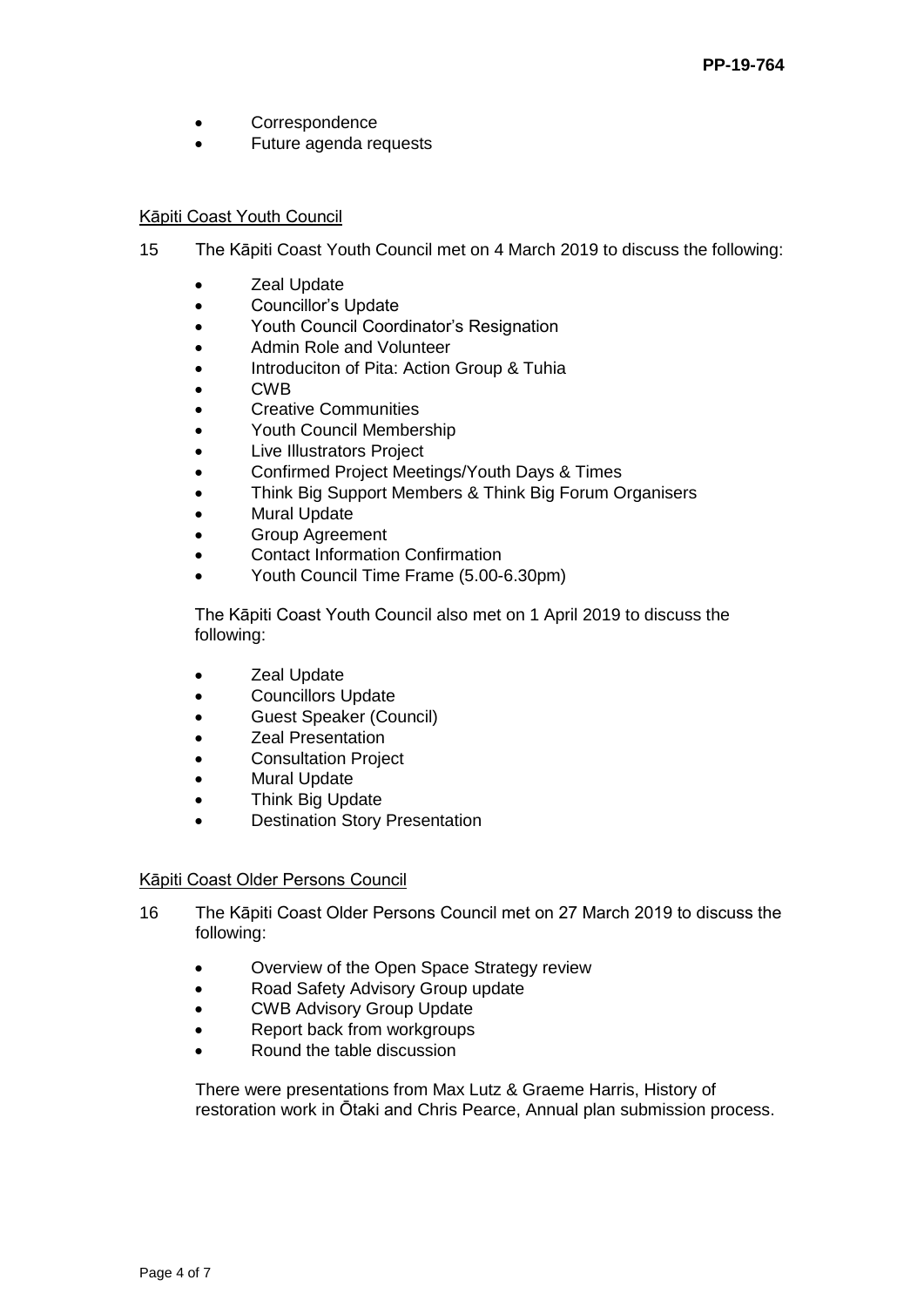- Correspondence
- Future agenda requests

Kāpiti Coast Youth Council

15 The Kāpiti Coast Youth Council met on 4 March 2019 to discuss the following:

- Zeal Update
- Councillor's Update
- Youth Council Coordinator's Resignation
- Admin Role and Volunteer
- Introduciton of Pita: Action Group & Tuhia
- CWB
- Creative Communities
- Youth Council Membership
- Live Illustrators Project
- Confirmed Project Meetings/Youth Days & Times
- Think Big Support Members & Think Big Forum Organisers
- Mural Update
- Group Agreement
- Contact Information Confirmation
- Youth Council Time Frame (5.00-6.30pm)

The Kāpiti Coast Youth Council also met on 1 April 2019 to discuss the following:

- Zeal Update
- Councillors Update
- Guest Speaker (Council)
- Zeal Presentation
- Consultation Project
- Mural Update
- Think Big Update
- Destination Story Presentation

Kāpiti Coast Older Persons Council

16 The Kāpiti Coast Older Persons Council met on 27 March 2019 to discuss the following:

- Overview of the Open Space Strategy review
- Road Safety Advisory Group update
- CWB Advisory Group Update
- Report back from workgroups
- Round the table discussion

There were presentations from Max Lutz & Graeme Harris, History of restoration work in Ōtaki and Chris Pearce, Annual plan submission process.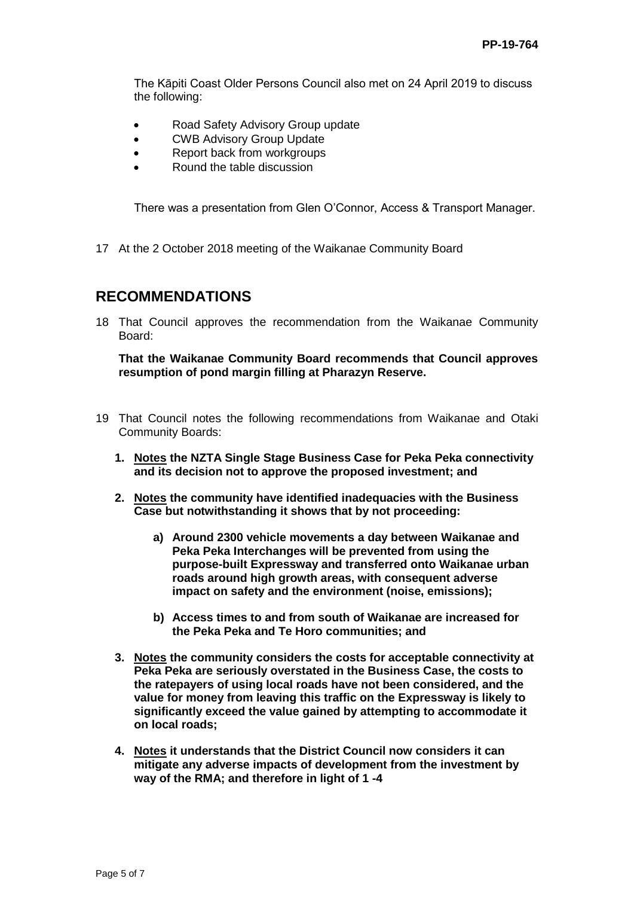The Kāpiti Coast Older Persons Council also met on 24 April 2019 to discuss the following:

- Road Safety Advisory Group update
- CWB Advisory Group Update
- Report back from workgroups
- Round the table discussion

There was a presentation from Glen O'Connor, Access & Transport Manager.

17 At the 2 October 2018 meeting of the Waikanae Community Board

## RECOMMENDATIONS

18 That Council approves the recommendation from the Waikanae Community Board:

**That the Waikanae Community Board recommends that Council approves resumption of pond margin filling at Pharazyn Reserve.**

19 That Council notes the following recommendations from Waikanae and Otaki Community Boards:

1. **<u>Notes</u> the NZTA Single Stage Business Case for Peka Peka connectivity and its decision not to approve the proposed investment; and**

2. **<u>Notes</u> the community have identified inadequacies with the Business Case but notwithstanding it shows that by not proceeding:**

   a) **Around 2300 vehicle movements a day between Waikanae and Peka Peka Interchanges will be prevented from using the purpose-built Expressway and transferred onto Waikanae urban roads around high growth areas, with consequent adverse impact on safety and the environment (noise, emissions);**

   b) **Access times to and from south of Waikanae are increased for the Peka Peka and Te Horo communities; and**

3. **<u>Notes</u> the community considers the costs for acceptable connectivity at Peka Peka are seriously overstated in the Business Case, the costs to the ratepayers of using local roads have not been considered, and the value for money from leaving this traffic on the Expressway is likely to significantly exceed the value gained by attempting to accommodate it on local roads;**

4. **<u>Notes</u> it understands that the District Council now considers it can mitigate any adverse impacts of development from the investment by way of the RMA; and therefore in light of 1 -4**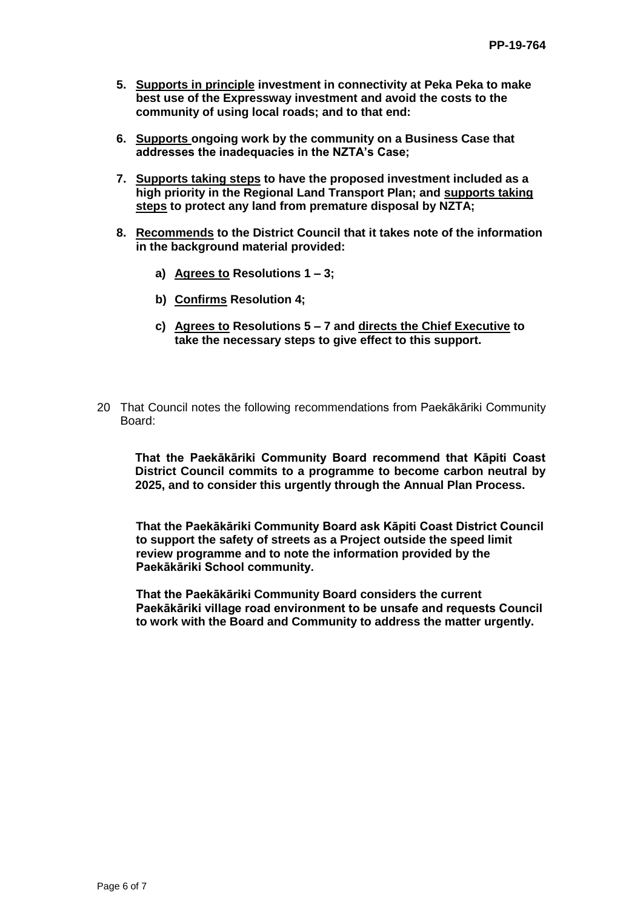5. **<u>Supports in principle</u> investment in connectivity at Peka Peka to make best use of the Expressway investment and avoid the costs to the community of using local roads; and to that end:**

6. **<u>Supports</u> ongoing work by the community on a Business Case that addresses the inadequacies in the NZTA's Case;**

7. **<u>Supports taking steps</u> to have the proposed investment included as a high priority in the Regional Land Transport Plan; and <u>supports taking steps</u> to protect any land from premature disposal by NZTA;**

8. **<u>Recommends</u> to the District Council that it takes note of the information in the background material provided:**

    a) **<u>Agrees to</u> Resolutions 1 – 3;**

    b) **<u>Confirms</u> Resolution 4;**

    c) **<u>Agrees to</u> Resolutions 5 – 7 and <u>directs the Chief Executive</u> to take the necessary steps to give effect to this support.**

20 That Council notes the following recommendations from Paekākāriki Community Board:

**That the Paekākāriki Community Board recommend that Kāpiti Coast District Council commits to a programme to become carbon neutral by 2025, and to consider this urgently through the Annual Plan Process.**

**That the Paekākāriki Community Board ask Kāpiti Coast District Council to support the safety of streets as a Project outside the speed limit review programme and to note the information provided by the Paekākāriki School community.**

**That the Paekākāriki Community Board considers the current Paekākāriki village road environment to be unsafe and requests Council to work with the Board and Community to address the matter urgently.**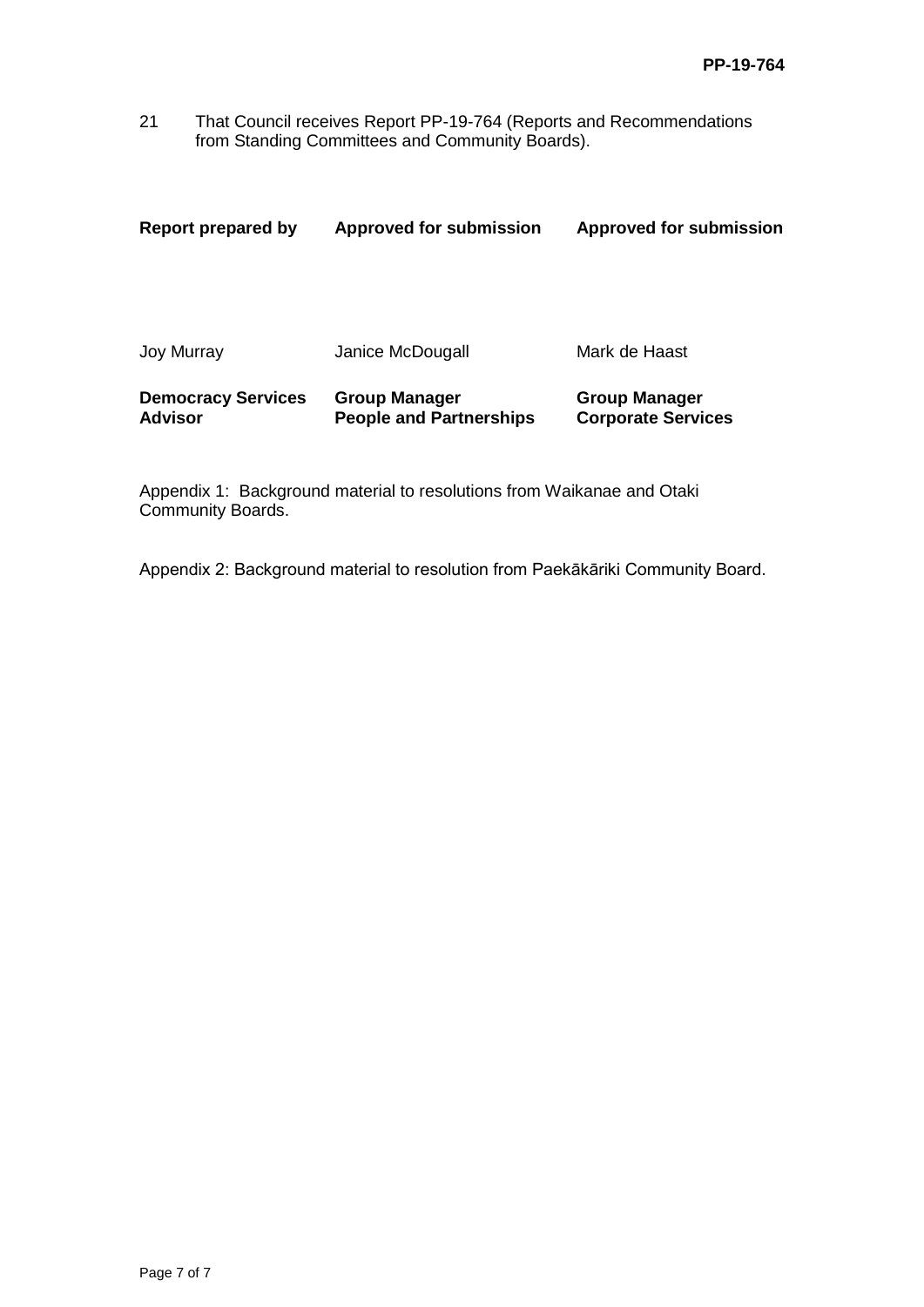21 That Council receives Report PP-19-764 (Reports and Recommendations from Standing Committees and Community Boards).

| Report prepared by | Approved for submission | Approved for submission |
|---|---|---|
| Joy Murray | Janice McDougall | Mark de Haast |
| **Democracy Services Advisor** | **Group Manager People and Partnerships** | **Group Manager Corporate Services** |

Appendix 1: Background material to resolutions from Waikanae and Otaki Community Boards.

Appendix 2: Background material to resolution from Paekākāriki Community Board.